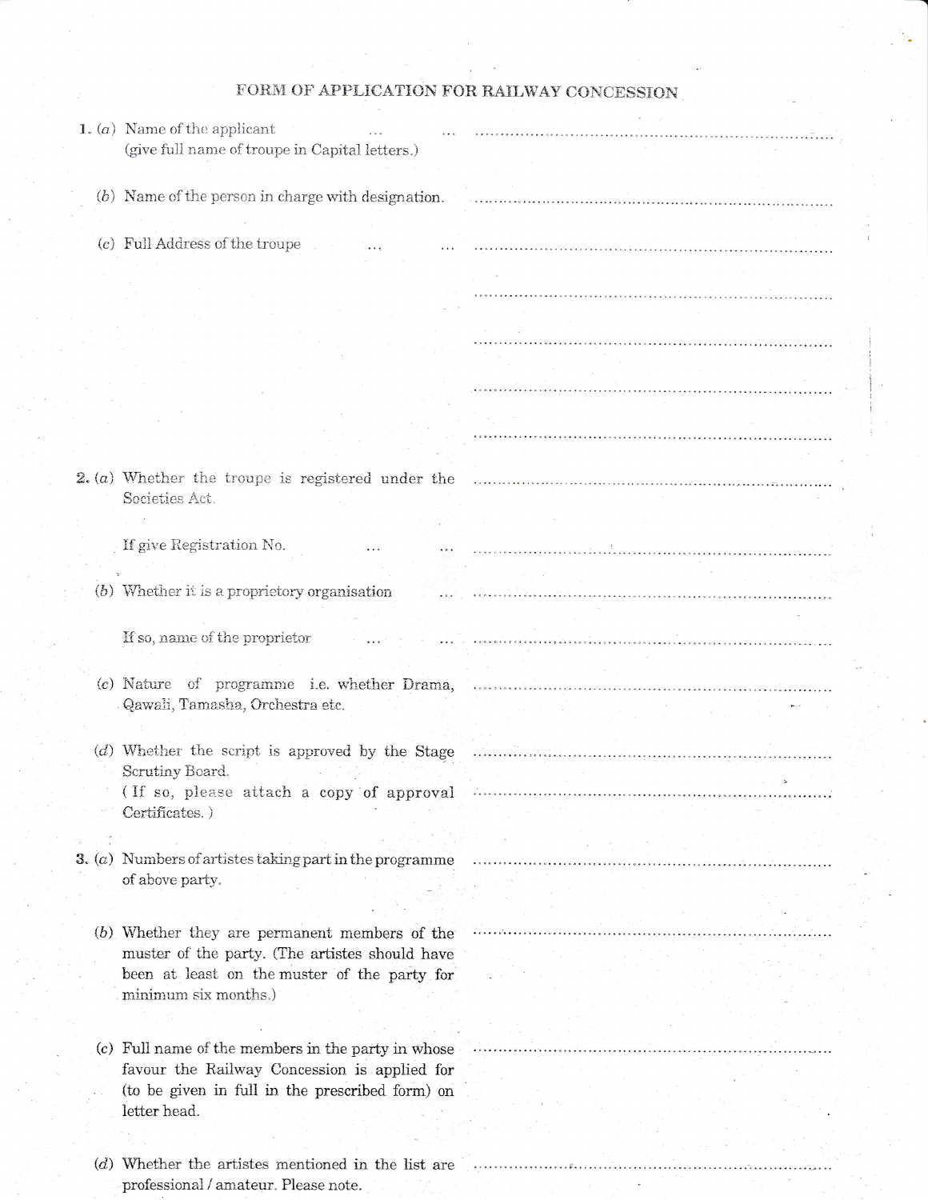# FORM OF APPLICATION FOR RAILWAY CONCESSION

1. (a) Name of the applicant ... ... ..................................................
   (give full name of troupe in Capital letters.)

   (b) Name of the person in charge with designation. ..................................................

   (c) Full Address of the troupe ... ... ..................................................

   ..................................................

   ..................................................

   ..................................................

   ..................................................

2. (a) Whether the troupe is registered under the Societies Act. ..................................................

   If give Registration No. ... ... ..................................................

   (b) Whether it is a proprietory organisation ... ..................................................

   If so, name of the proprietor ... ... ..................................................

   (c) Nature of programme i.e. whether Drama, Qawali, Tamasha, Orchestra etc. ..................................................

   (d) Whether the script is approved by the Stage Scrutiny Board. ..................................................
   ( If so, please attach a copy of approval Certificates. ) ..................................................

3. (a) Numbers of artistes taking part in the programme of above party. ..................................................

   (b) Whether they are permanent members of the muster of the party. (The artistes should have been at least on the muster of the party for minimum six months.) ..................................................

   (c) Full name of the members in the party in whose favour the Railway Concession is applied for (to be given in full in the prescribed form) on letter head. ..................................................

   (d) Whether the artistes mentioned in the list are professional / amateur. Please note. ..................................................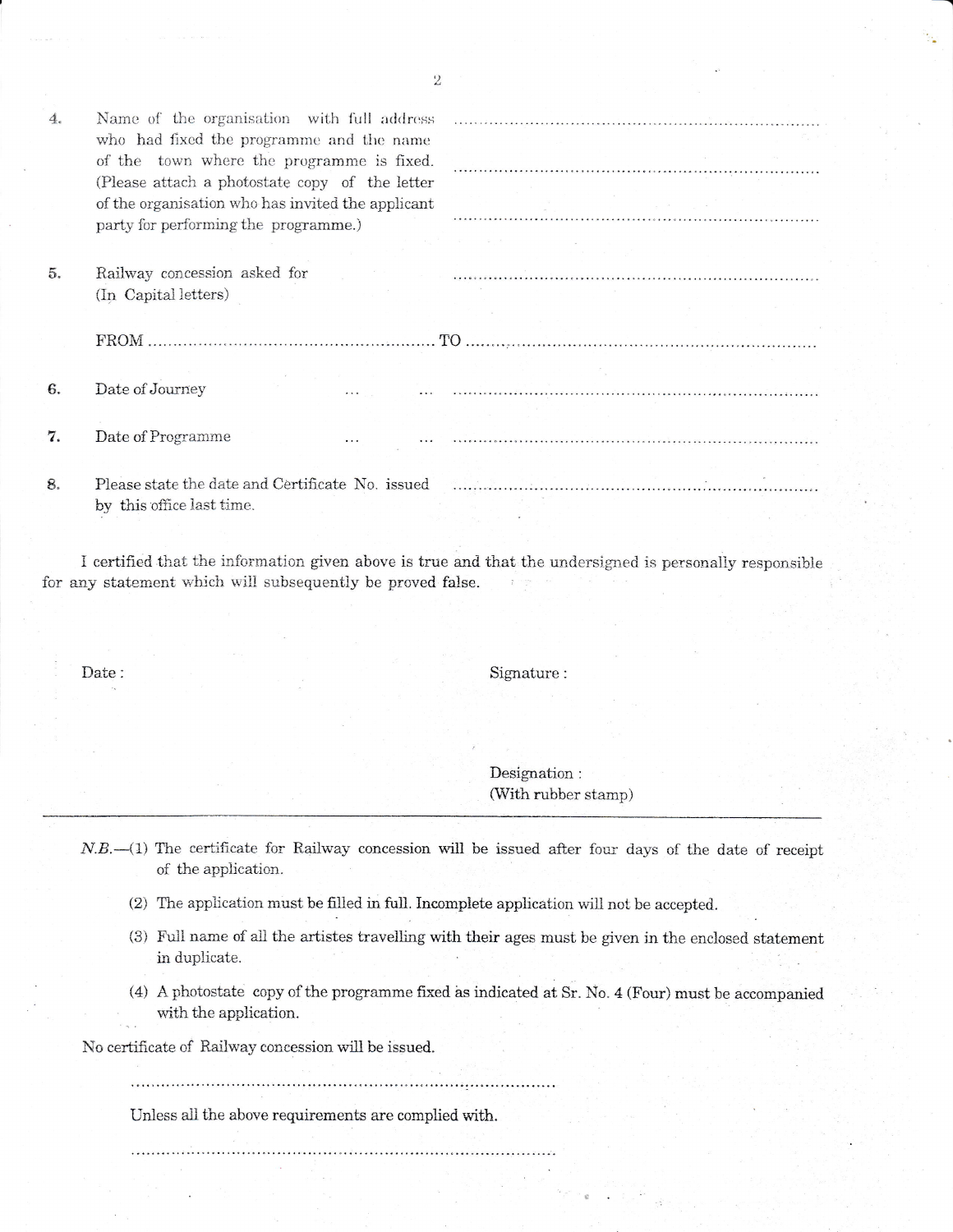4. Name of the organisation with full address who had fixed the programme and the name of the town where the programme is fixed. (Please attach a photostate copy of the letter of the organisation who has invited the applicant party for performing the programme.) ..............................................................................

..............................................................................

..............................................................................

5. Railway concession asked for (In Capital letters) ..............................................................................

FROM ........................................................ TO ..............................................................

6. Date of Journey ... ... ..............................................................................

7. Date of Programme ... ... ..............................................................................

8. Please state the date and Certificate No. issued by this office last time. ..............................................................................

I certified that the information given above is true and that the undersigned is personally responsible for any statement which will subsequently be proved false.

Date :

Signature :

Designation :
(With rubber stamp)

---

*N.B.*—(1) The certificate for Railway concession will be issued after four days of the date of receipt of the application.

(2) The application must be filled in full. Incomplete application will not be accepted.

(3) Full name of all the artistes travelling with their ages must be given in the enclosed statement in duplicate.

(4) A photostate copy of the programme fixed as indicated at Sr. No. 4 (Four) must be accompanied with the application.

No certificate of Railway concession will be issued.

..............................................................................

Unless all the above requirements are complied with.

..............................................................................